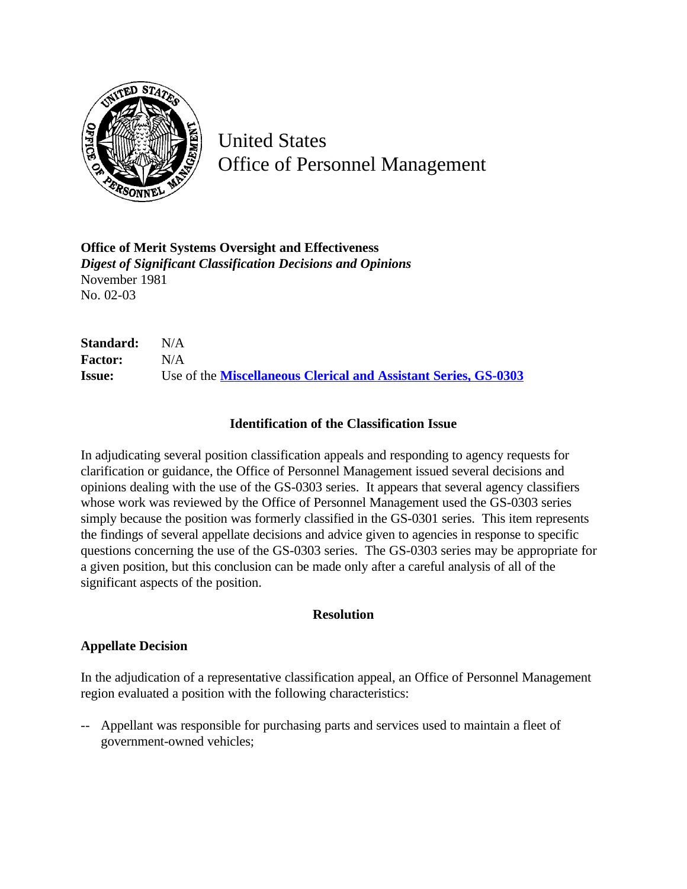United States
Office of Personnel Management

**Office of Merit Systems Oversight and Effectiveness**
***Digest of Significant Classification Decisions and Opinions***
November 1981
No. 02-03

**Standard:** N/A
**Factor:** N/A
**Issue:** Use of the **Miscellaneous Clerical and Assistant Series, GS-0303**

## Identification of the Classification Issue

In adjudicating several position classification appeals and responding to agency requests for clarification or guidance, the Office of Personnel Management issued several decisions and opinions dealing with the use of the GS-0303 series. It appears that several agency classifiers whose work was reviewed by the Office of Personnel Management used the GS-0303 series simply because the position was formerly classified in the GS-0301 series. This item represents the findings of several appellate decisions and advice given to agencies in response to specific questions concerning the use of the GS-0303 series. The GS-0303 series may be appropriate for a given position, but this conclusion can be made only after a careful analysis of all of the significant aspects of the position.

## Resolution

### Appellate Decision

In the adjudication of a representative classification appeal, an Office of Personnel Management region evaluated a position with the following characteristics:

-- Appellant was responsible for purchasing parts and services used to maintain a fleet of government-owned vehicles;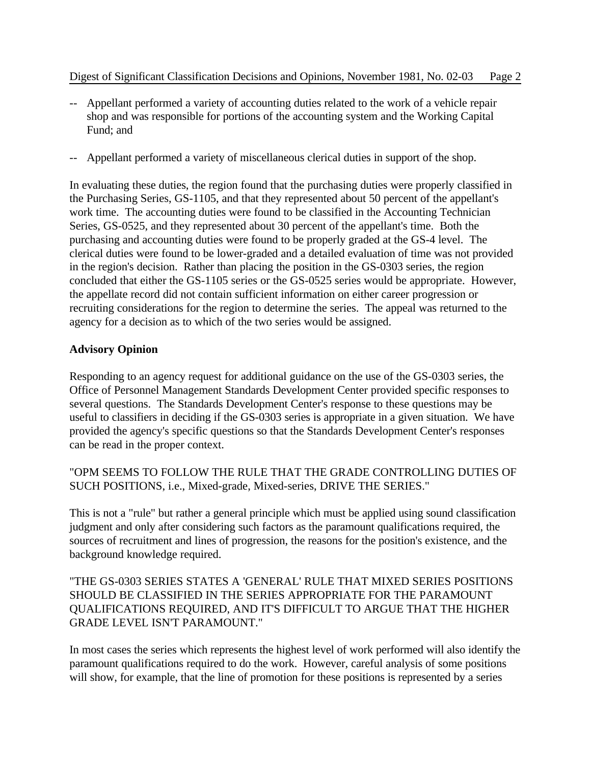-- Appellant performed a variety of accounting duties related to the work of a vehicle repair shop and was responsible for portions of the accounting system and the Working Capital Fund; and

-- Appellant performed a variety of miscellaneous clerical duties in support of the shop.

In evaluating these duties, the region found that the purchasing duties were properly classified in the Purchasing Series, GS-1105, and that they represented about 50 percent of the appellant's work time. The accounting duties were found to be classified in the Accounting Technician Series, GS-0525, and they represented about 30 percent of the appellant's time. Both the purchasing and accounting duties were found to be properly graded at the GS-4 level. The clerical duties were found to be lower-graded and a detailed evaluation of time was not provided in the region's decision. Rather than placing the position in the GS-0303 series, the region concluded that either the GS-1105 series or the GS-0525 series would be appropriate. However, the appellate record did not contain sufficient information on either career progression or recruiting considerations for the region to determine the series. The appeal was returned to the agency for a decision as to which of the two series would be assigned.

**Advisory Opinion**

Responding to an agency request for additional guidance on the use of the GS-0303 series, the Office of Personnel Management Standards Development Center provided specific responses to several questions. The Standards Development Center's response to these questions may be useful to classifiers in deciding if the GS-0303 series is appropriate in a given situation. We have provided the agency's specific questions so that the Standards Development Center's responses can be read in the proper context.

"OPM SEEMS TO FOLLOW THE RULE THAT THE GRADE CONTROLLING DUTIES OF SUCH POSITIONS, i.e., Mixed-grade, Mixed-series, DRIVE THE SERIES."

This is not a "rule" but rather a general principle which must be applied using sound classification judgment and only after considering such factors as the paramount qualifications required, the sources of recruitment and lines of progression, the reasons for the position's existence, and the background knowledge required.

"THE GS-0303 SERIES STATES A 'GENERAL' RULE THAT MIXED SERIES POSITIONS SHOULD BE CLASSIFIED IN THE SERIES APPROPRIATE FOR THE PARAMOUNT QUALIFICATIONS REQUIRED, AND IT'S DIFFICULT TO ARGUE THAT THE HIGHER GRADE LEVEL ISN'T PARAMOUNT."

In most cases the series which represents the highest level of work performed will also identify the paramount qualifications required to do the work. However, careful analysis of some positions will show, for example, that the line of promotion for these positions is represented by a series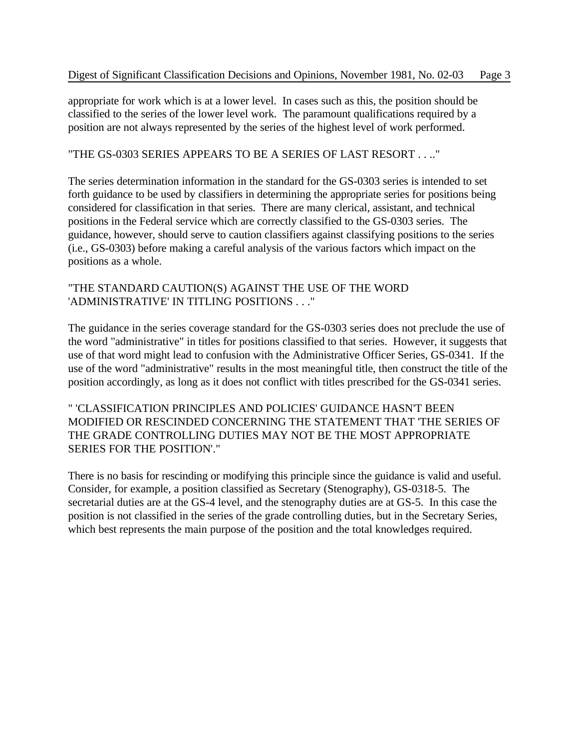appropriate for work which is at a lower level. In cases such as this, the position should be classified to the series of the lower level work. The paramount qualifications required by a position are not always represented by the series of the highest level of work performed.

"THE GS-0303 SERIES APPEARS TO BE A SERIES OF LAST RESORT . . .."

The series determination information in the standard for the GS-0303 series is intended to set forth guidance to be used by classifiers in determining the appropriate series for positions being considered for classification in that series. There are many clerical, assistant, and technical positions in the Federal service which are correctly classified to the GS-0303 series. The guidance, however, should serve to caution classifiers against classifying positions to the series (i.e., GS-0303) before making a careful analysis of the various factors which impact on the positions as a whole.

"THE STANDARD CAUTION(S) AGAINST THE USE OF THE WORD 'ADMINISTRATIVE' IN TITLING POSITIONS . . ."

The guidance in the series coverage standard for the GS-0303 series does not preclude the use of the word "administrative" in titles for positions classified to that series. However, it suggests that use of that word might lead to confusion with the Administrative Officer Series, GS-0341. If the use of the word "administrative" results in the most meaningful title, then construct the title of the position accordingly, as long as it does not conflict with titles prescribed for the GS-0341 series.

" 'CLASSIFICATION PRINCIPLES AND POLICIES' GUIDANCE HASN'T BEEN MODIFIED OR RESCINDED CONCERNING THE STATEMENT THAT 'THE SERIES OF THE GRADE CONTROLLING DUTIES MAY NOT BE THE MOST APPROPRIATE SERIES FOR THE POSITION'."

There is no basis for rescinding or modifying this principle since the guidance is valid and useful. Consider, for example, a position classified as Secretary (Stenography), GS-0318-5. The secretarial duties are at the GS-4 level, and the stenography duties are at GS-5. In this case the position is not classified in the series of the grade controlling duties, but in the Secretary Series, which best represents the main purpose of the position and the total knowledges required.